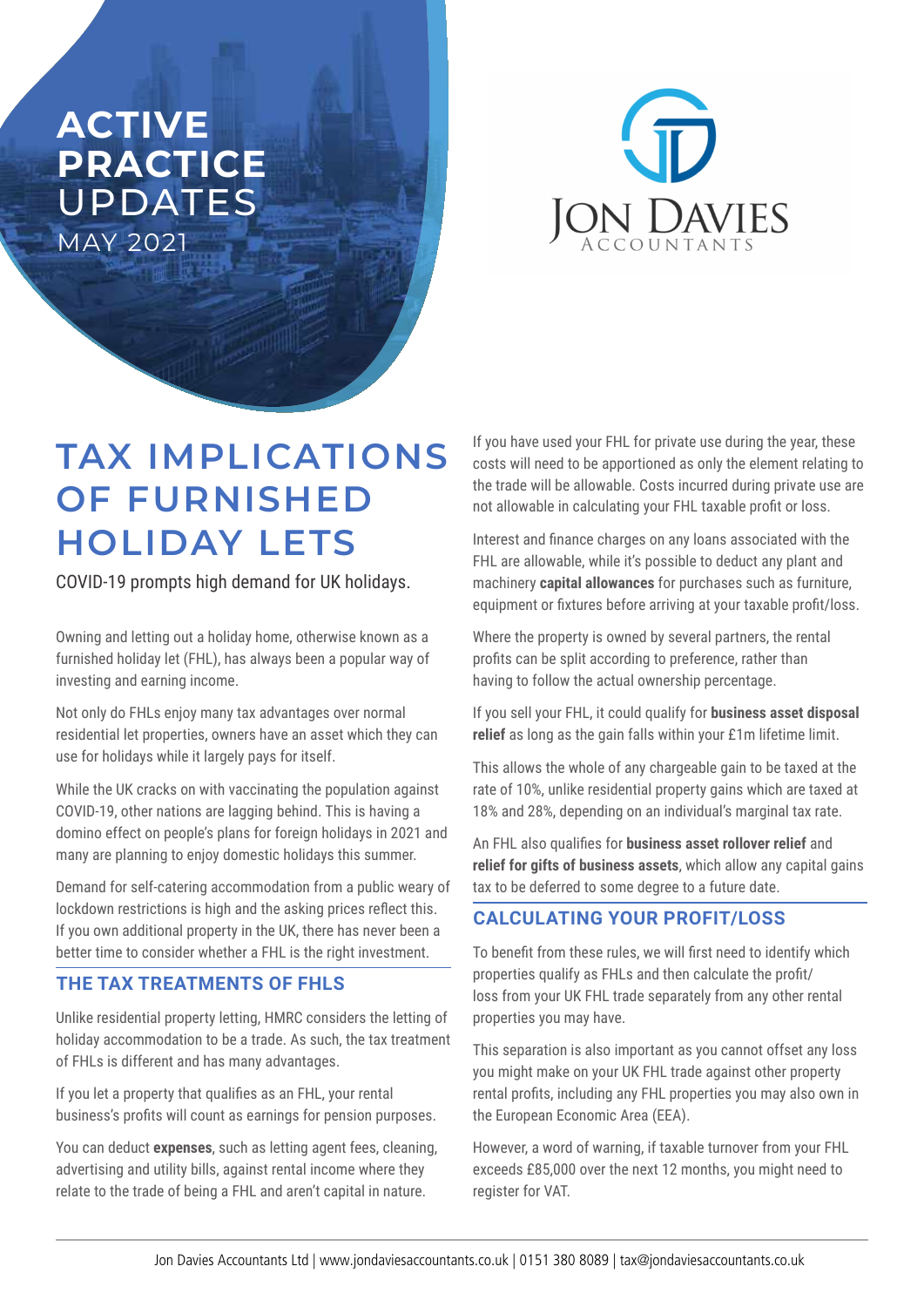**ACTIVE PRACTICE UPDATES**
MAY 2021

JON DAVIES
ACCOUNTANTS

# TAX IMPLICATIONS OF FURNISHED HOLIDAY LETS

COVID-19 prompts high demand for UK holidays.

Owning and letting out a holiday home, otherwise known as a furnished holiday let (FHL), has always been a popular way of investing and earning income.

Not only do FHLs enjoy many tax advantages over normal residential let properties, owners have an asset which they can use for holidays while it largely pays for itself.

While the UK cracks on with vaccinating the population against COVID-19, other nations are lagging behind. This is having a domino effect on people's plans for foreign holidays in 2021 and many are planning to enjoy domestic holidays this summer.

Demand for self-catering accommodation from a public weary of lockdown restrictions is high and the asking prices reflect this. If you own additional property in the UK, there has never been a better time to consider whether a FHL is the right investment.

## THE TAX TREATMENTS OF FHLS

Unlike residential property letting, HMRC considers the letting of holiday accommodation to be a trade. As such, the tax treatment of FHLs is different and has many advantages.

If you let a property that qualifies as an FHL, your rental business's profits will count as earnings for pension purposes.

You can deduct **expenses**, such as letting agent fees, cleaning, advertising and utility bills, against rental income where they relate to the trade of being a FHL and aren't capital in nature.

If you have used your FHL for private use during the year, these costs will need to be apportioned as only the element relating to the trade will be allowable. Costs incurred during private use are not allowable in calculating your FHL taxable profit or loss.

Interest and finance charges on any loans associated with the FHL are allowable, while it's possible to deduct any plant and machinery **capital allowances** for purchases such as furniture, equipment or fixtures before arriving at your taxable profit/loss.

Where the property is owned by several partners, the rental profits can be split according to preference, rather than having to follow the actual ownership percentage.

If you sell your FHL, it could qualify for **business asset disposal relief** as long as the gain falls within your £1m lifetime limit.

This allows the whole of any chargeable gain to be taxed at the rate of 10%, unlike residential property gains which are taxed at 18% and 28%, depending on an individual's marginal tax rate.

An FHL also qualifies for **business asset rollover relief** and **relief for gifts of business assets**, which allow any capital gains tax to be deferred to some degree to a future date.

## CALCULATING YOUR PROFIT/LOSS

To benefit from these rules, we will first need to identify which properties qualify as FHLs and then calculate the profit/loss from your UK FHL trade separately from any other rental properties you may have.

This separation is also important as you cannot offset any loss you might make on your UK FHL trade against other property rental profits, including any FHL properties you may also own in the European Economic Area (EEA).

However, a word of warning, if taxable turnover from your FHL exceeds £85,000 over the next 12 months, you might need to register for VAT.

Jon Davies Accountants Ltd | www.jondaviesaccountants.co.uk | 0151 380 8089 | tax@jondaviesaccountants.co.uk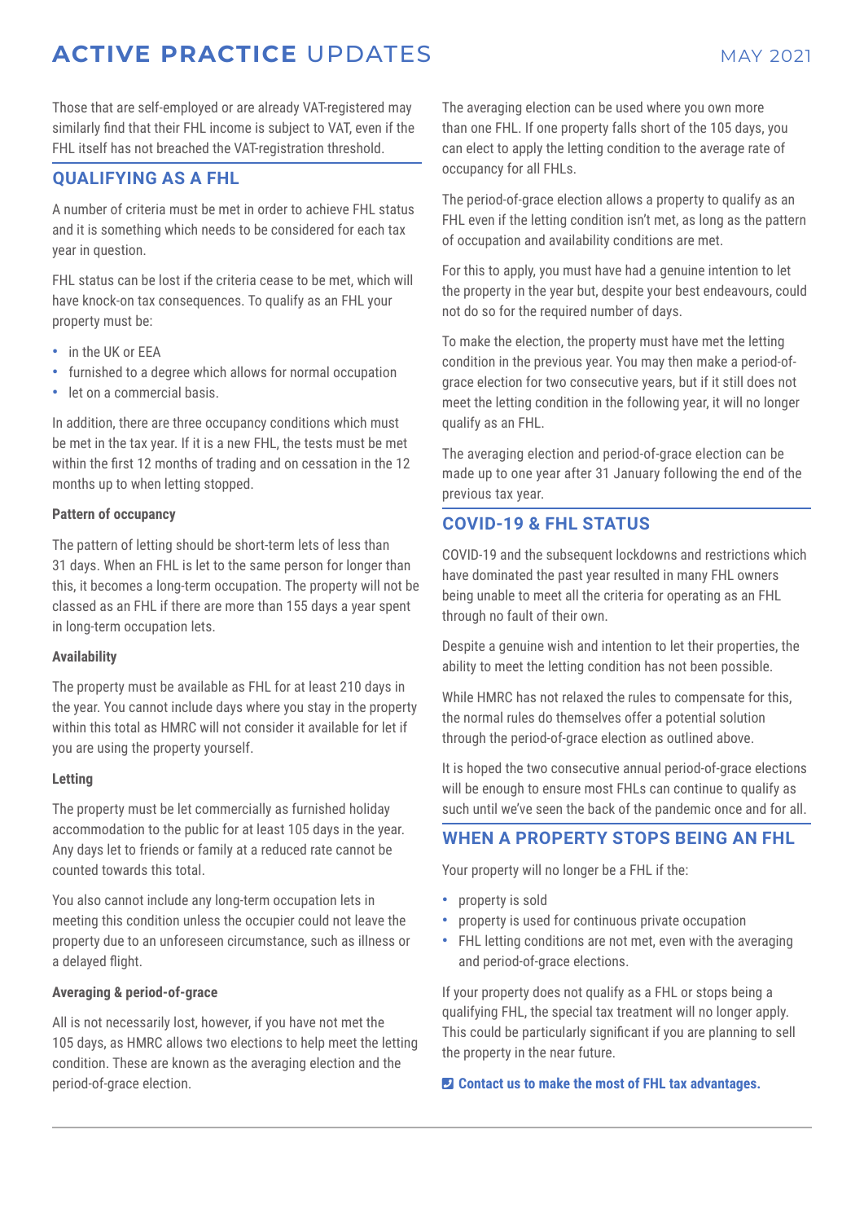Those that are self-employed or are already VAT-registered may similarly find that their FHL income is subject to VAT, even if the FHL itself has not breached the VAT-registration threshold.

## QUALIFYING AS A FHL

A number of criteria must be met in order to achieve FHL status and it is something which needs to be considered for each tax year in question.

FHL status can be lost if the criteria cease to be met, which will have knock-on tax consequences. To qualify as an FHL your property must be:

- in the UK or EEA
- furnished to a degree which allows for normal occupation
- let on a commercial basis.

In addition, there are three occupancy conditions which must be met in the tax year. If it is a new FHL, the tests must be met within the first 12 months of trading and on cessation in the 12 months up to when letting stopped.

**Pattern of occupancy**

The pattern of letting should be short-term lets of less than 31 days. When an FHL is let to the same person for longer than this, it becomes a long-term occupation. The property will not be classed as an FHL if there are more than 155 days a year spent in long-term occupation lets.

**Availability**

The property must be available as FHL for at least 210 days in the year. You cannot include days where you stay in the property within this total as HMRC will not consider it available for let if you are using the property yourself.

**Letting**

The property must be let commercially as furnished holiday accommodation to the public for at least 105 days in the year. Any days let to friends or family at a reduced rate cannot be counted towards this total.

You also cannot include any long-term occupation lets in meeting this condition unless the occupier could not leave the property due to an unforeseen circumstance, such as illness or a delayed flight.

**Averaging & period-of-grace**

All is not necessarily lost, however, if you have not met the 105 days, as HMRC allows two elections to help meet the letting condition. These are known as the averaging election and the period-of-grace election.

The averaging election can be used where you own more than one FHL. If one property falls short of the 105 days, you can elect to apply the letting condition to the average rate of occupancy for all FHLs.

The period-of-grace election allows a property to qualify as an FHL even if the letting condition isn't met, as long as the pattern of occupation and availability conditions are met.

For this to apply, you must have had a genuine intention to let the property in the year but, despite your best endeavours, could not do so for the required number of days.

To make the election, the property must have met the letting condition in the previous year. You may then make a period-of-grace election for two consecutive years, but if it still does not meet the letting condition in the following year, it will no longer qualify as an FHL.

The averaging election and period-of-grace election can be made up to one year after 31 January following the end of the previous tax year.

## COVID-19 & FHL STATUS

COVID-19 and the subsequent lockdowns and restrictions which have dominated the past year resulted in many FHL owners being unable to meet all the criteria for operating as an FHL through no fault of their own.

Despite a genuine wish and intention to let their properties, the ability to meet the letting condition has not been possible.

While HMRC has not relaxed the rules to compensate for this, the normal rules do themselves offer a potential solution through the period-of-grace election as outlined above.

It is hoped the two consecutive annual period-of-grace elections will be enough to ensure most FHLs can continue to qualify as such until we've seen the back of the pandemic once and for all.

## WHEN A PROPERTY STOPS BEING AN FHL

Your property will no longer be a FHL if the:

- property is sold
- property is used for continuous private occupation
- FHL letting conditions are not met, even with the averaging and period-of-grace elections.

If your property does not qualify as a FHL or stops being a qualifying FHL, the special tax treatment will no longer apply. This could be particularly significant if you are planning to sell the property in the near future.

**Contact us to make the most of FHL tax advantages.**